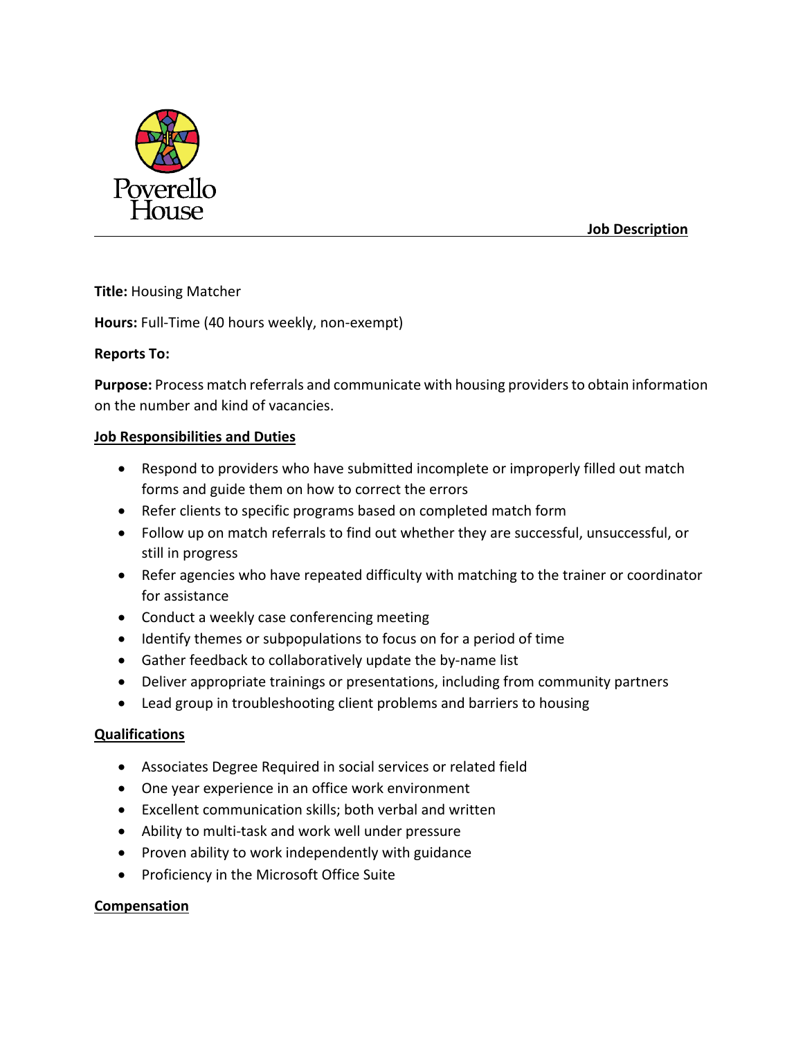Poverello House

**Job Description**

**Title:** Housing Matcher

**Hours:** Full-Time (40 hours weekly, non-exempt)

**Reports To:**

**Purpose:** Process match referrals and communicate with housing providers to obtain information on the number and kind of vacancies.

## Job Responsibilities and Duties

- Respond to providers who have submitted incomplete or improperly filled out match forms and guide them on how to correct the errors
- Refer clients to specific programs based on completed match form
- Follow up on match referrals to find out whether they are successful, unsuccessful, or still in progress
- Refer agencies who have repeated difficulty with matching to the trainer or coordinator for assistance
- Conduct a weekly case conferencing meeting
- Identify themes or subpopulations to focus on for a period of time
- Gather feedback to collaboratively update the by-name list
- Deliver appropriate trainings or presentations, including from community partners
- Lead group in troubleshooting client problems and barriers to housing

## Qualifications

- Associates Degree Required in social services or related field
- One year experience in an office work environment
- Excellent communication skills; both verbal and written
- Ability to multi-task and work well under pressure
- Proven ability to work independently with guidance
- Proficiency in the Microsoft Office Suite

## Compensation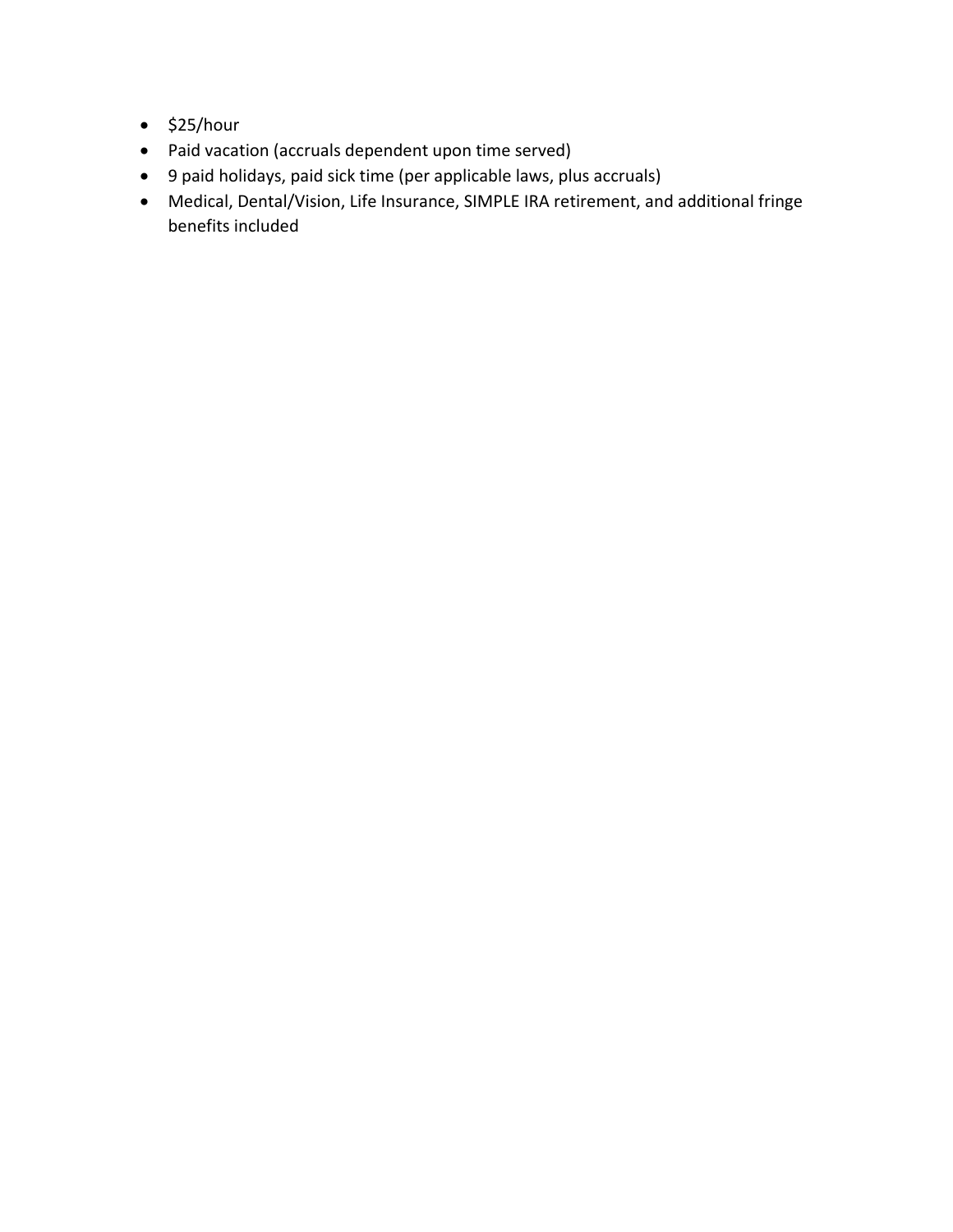- $25/hour
- Paid vacation (accruals dependent upon time served)
- 9 paid holidays, paid sick time (per applicable laws, plus accruals)
- Medical, Dental/Vision, Life Insurance, SIMPLE IRA retirement, and additional fringe benefits included